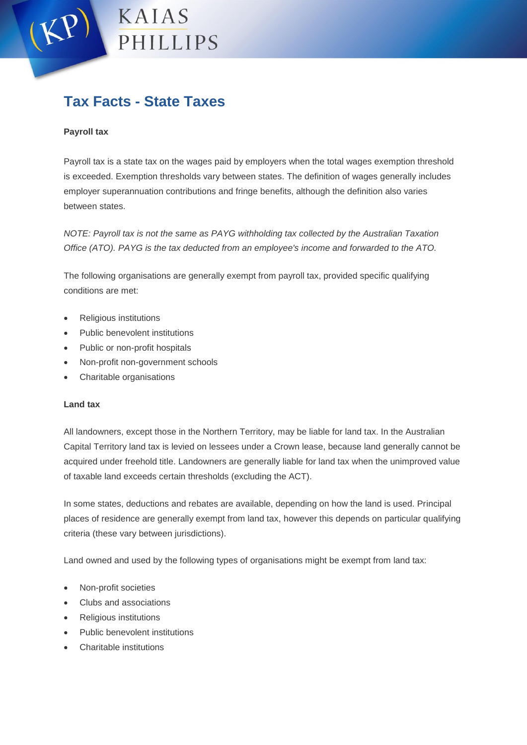# Tax Facts - State Taxes

**Payroll tax**

Payroll tax is a state tax on the wages paid by employers when the total wages exemption threshold is exceeded. Exemption thresholds vary between states. The definition of wages generally includes employer superannuation contributions and fringe benefits, although the definition also varies between states.

*NOTE: Payroll tax is not the same as PAYG withholding tax collected by the Australian Taxation Office (ATO). PAYG is the tax deducted from an employee's income and forwarded to the ATO.*

The following organisations are generally exempt from payroll tax, provided specific qualifying conditions are met:

- Religious institutions
- Public benevolent institutions
- Public or non-profit hospitals
- Non-profit non-government schools
- Charitable organisations

**Land tax**

All landowners, except those in the Northern Territory, may be liable for land tax. In the Australian Capital Territory land tax is levied on lessees under a Crown lease, because land generally cannot be acquired under freehold title. Landowners are generally liable for land tax when the unimproved value of taxable land exceeds certain thresholds (excluding the ACT).

In some states, deductions and rebates are available, depending on how the land is used. Principal places of residence are generally exempt from land tax, however this depends on particular qualifying criteria (these vary between jurisdictions).

Land owned and used by the following types of organisations might be exempt from land tax:

- Non-profit societies
- Clubs and associations
- Religious institutions
- Public benevolent institutions
- Charitable institutions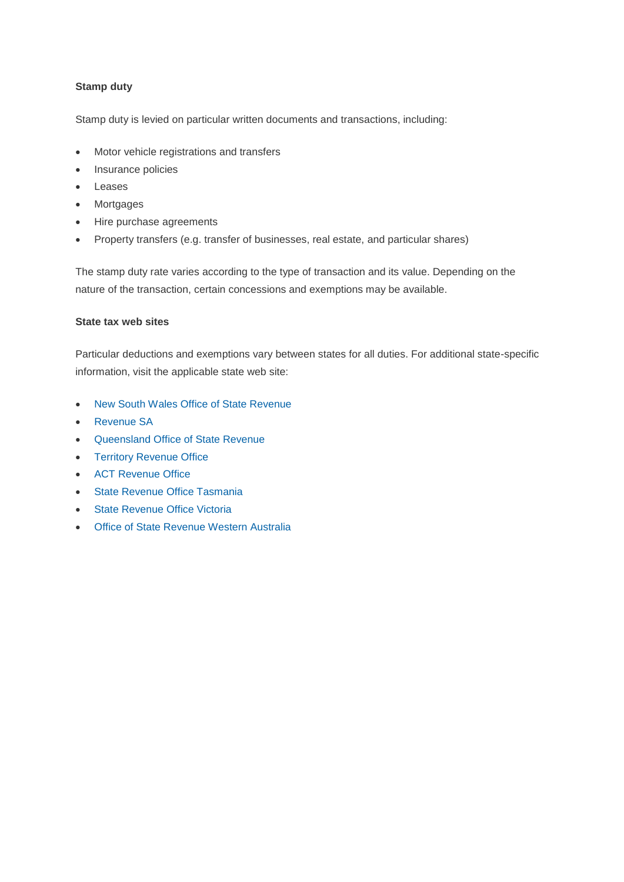**Stamp duty**

Stamp duty is levied on particular written documents and transactions, including:

- Motor vehicle registrations and transfers
- Insurance policies
- Leases
- Mortgages
- Hire purchase agreements
- Property transfers (e.g. transfer of businesses, real estate, and particular shares)

The stamp duty rate varies according to the type of transaction and its value. Depending on the nature of the transaction, certain concessions and exemptions may be available.

**State tax web sites**

Particular deductions and exemptions vary between states for all duties. For additional state-specific information, visit the applicable state web site:

- New South Wales Office of State Revenue
- Revenue SA
- Queensland Office of State Revenue
- Territory Revenue Office
- ACT Revenue Office
- State Revenue Office Tasmania
- State Revenue Office Victoria
- Office of State Revenue Western Australia